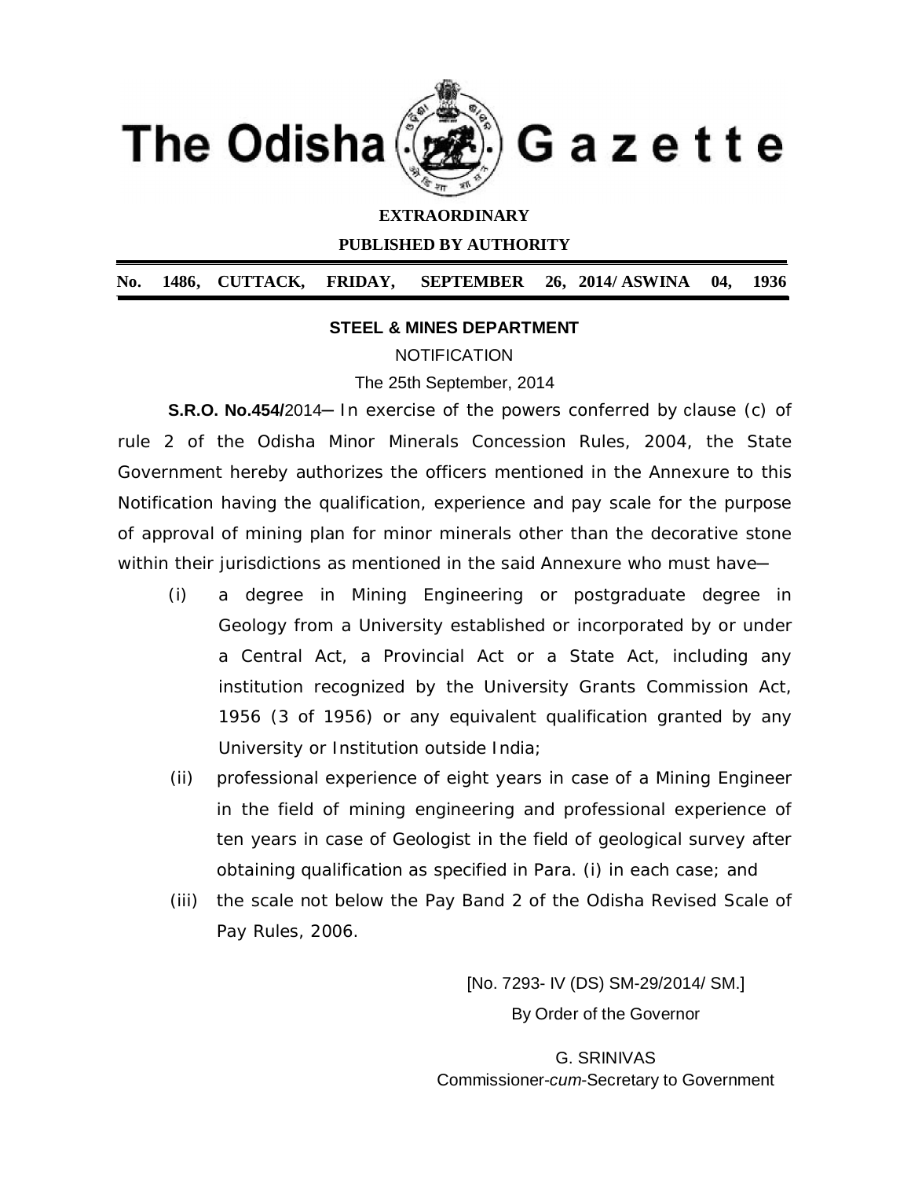# The Odisha Gazette

**EXTRAORDINARY**

**PUBLISHED BY AUTHORITY**

**No. 1486, CUTTACK, FRIDAY, SEPTEMBER 26, 2014/ ASWINA 04, 1936**

**STEEL & MINES DEPARTMENT**

NOTIFICATION

The 25th September, 2014

**S.R.O. No.454/**2014─ In exercise of the powers conferred by clause (c) of rule 2 of the Odisha Minor Minerals Concession Rules, 2004, the State Government hereby authorizes the officers mentioned in the Annexure to this Notification having the qualification, experience and pay scale for the purpose of approval of mining plan for minor minerals other than the decorative stone within their jurisdictions as mentioned in the said Annexure who must have─

(i) a degree in Mining Engineering or postgraduate degree in Geology from a University established or incorporated by or under a Central Act, a Provincial Act or a State Act, including any institution recognized by the University Grants Commission Act, 1956 (3 of 1956) or any equivalent qualification granted by any University or Institution outside India;

(ii) professional experience of eight years in case of a Mining Engineer in the field of mining engineering and professional experience of ten years in case of Geologist in the field of geological survey after obtaining qualification as specified in Para. (i) in each case; and

(iii) the scale not below the Pay Band 2 of the Odisha Revised Scale of Pay Rules, 2006.

[No. 7293- IV (DS) SM-29/2014/ SM.]

By Order of the Governor

G. SRINIVAS

Commissioner-*cum*-Secretary to Government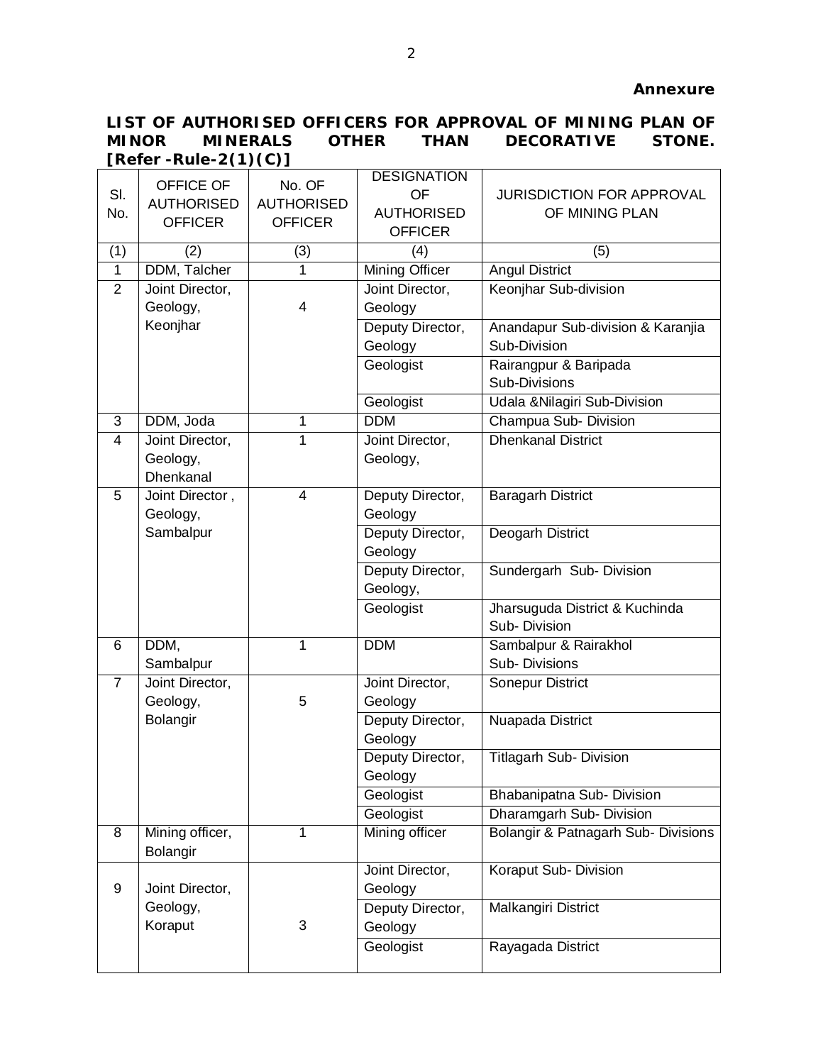**Annexure**

**LIST OF AUTHORISED OFFICERS FOR APPROVAL OF MINING PLAN OF MINOR MINERALS OTHER THAN DECORATIVE STONE. [Refer -Rule-2(1)(C)]**

| Sl. No. | OFFICE OF AUTHORISED OFFICER | No. OF AUTHORISED OFFICER | DESIGNATION OF AUTHORISED OFFICER | JURISDICTION FOR APPROVAL OF MINING PLAN |
|---|---|---|---|---|
| (1) | (2) | (3) | (4) | (5) |
| 1 | DDM, Talcher | 1 | Mining Officer | Angul District |
| 2 | Joint Director, Geology, Keonjhar | 4 | Joint Director, Geology | Keonjhar Sub-division |
| | | | Deputy Director, Geology | Anandapur Sub-division & Karanjia Sub-Division |
| | | | Geologist | Rairangpur & Baripada Sub-Divisions |
| | | | Geologist | Udala &Nilagiri Sub-Division |
| 3 | DDM, Joda | 1 | DDM | Champua Sub- Division |
| 4 | Joint Director, Geology, Dhenkanal | 1 | Joint Director, Geology, | Dhenkanal District |
| 5 | Joint Director , Geology, Sambalpur | 4 | Deputy Director, Geology | Baragarh District |
| | | | Deputy Director, Geology | Deogarh District |
| | | | Deputy Director, Geology, | Sundergarh Sub- Division |
| | | | Geologist | Jharsuguda District & Kuchinda Sub- Division |
| 6 | DDM, Sambalpur | 1 | DDM | Sambalpur & Rairakhol Sub- Divisions |
| 7 | Joint Director, Geology, Bolangir | 5 | Joint Director, Geology | Sonepur District |
| | | | Deputy Director, Geology | Nuapada District |
| | | | Deputy Director, Geology | Titlagarh Sub- Division |
| | | | Geologist | Bhabanipatna Sub- Division |
| | | | Geologist | Dharamgarh Sub- Division |
| 8 | Mining officer, Bolangir | 1 | Mining officer | Bolangir & Patnagarh Sub- Divisions |
| 9 | Joint Director, Geology, Koraput | 3 | Joint Director, Geology | Koraput Sub- Division |
| | | | Deputy Director, Geology | Malkangiri District |
| | | | Geologist | Rayagada District |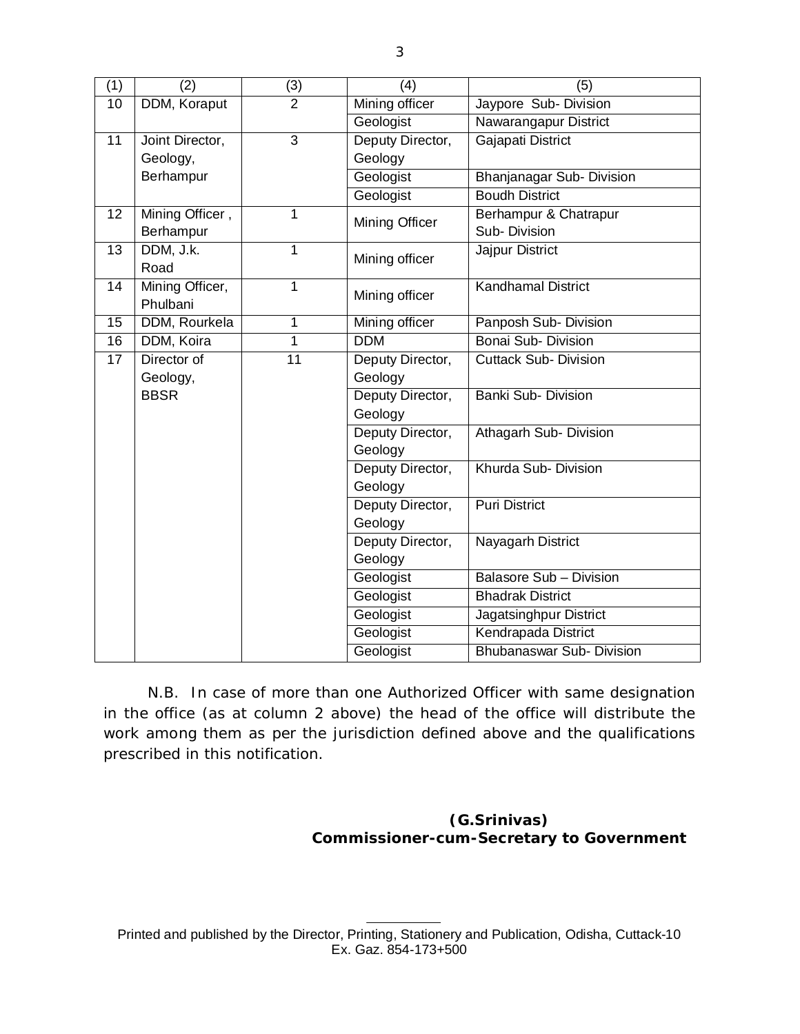| (1) | (2) | (3) | (4) | (5) |
|---|---|---|---|---|
| 10 | DDM, Koraput | 2 | Mining officer | Jaypore Sub- Division |
| | | | Geologist | Nawarangapur District |
| 11 | Joint Director, Geology, Berhampur | 3 | Deputy Director, Geology | Gajapati District |
| | | | Geologist | Bhanjanagar Sub- Division |
| | | | Geologist | Boudh District |
| 12 | Mining Officer , Berhampur | 1 | Mining Officer | Berhampur & Chatrapur Sub- Division |
| 13 | DDM, J.k. Road | 1 | Mining officer | Jajpur District |
| 14 | Mining Officer, Phulbani | 1 | Mining officer | Kandhamal District |
| 15 | DDM, Rourkela | 1 | Mining officer | Panposh Sub- Division |
| 16 | DDM, Koira | 1 | DDM | Bonai Sub- Division |
| 17 | Director of Geology, BBSR | 11 | Deputy Director, Geology | Cuttack Sub- Division |
| | | | Deputy Director, Geology | Banki Sub- Division |
| | | | Deputy Director, Geology | Athagarh Sub- Division |
| | | | Deputy Director, Geology | Khurda Sub- Division |
| | | | Deputy Director, Geology | Puri District |
| | | | Deputy Director, Geology | Nayagarh District |
| | | | Geologist | Balasore Sub – Division |
| | | | Geologist | Bhadrak District |
| | | | Geologist | Jagatsinghpur District |
| | | | Geologist | Kendrapada District |
| | | | Geologist | Bhubanaswar Sub- Division |

N.B. In case of more than one Authorized Officer with same designation in the office (as at column 2 above) the head of the office will distribute the work among them as per the jurisdiction defined above and the qualifications prescribed in this notification.

**(G.Srinivas)**
**Commissioner-cum-Secretary to Government**

Printed and published by the Director, Printing, Stationery and Publication, Odisha, Cuttack-10
Ex. Gaz. 854-173+500